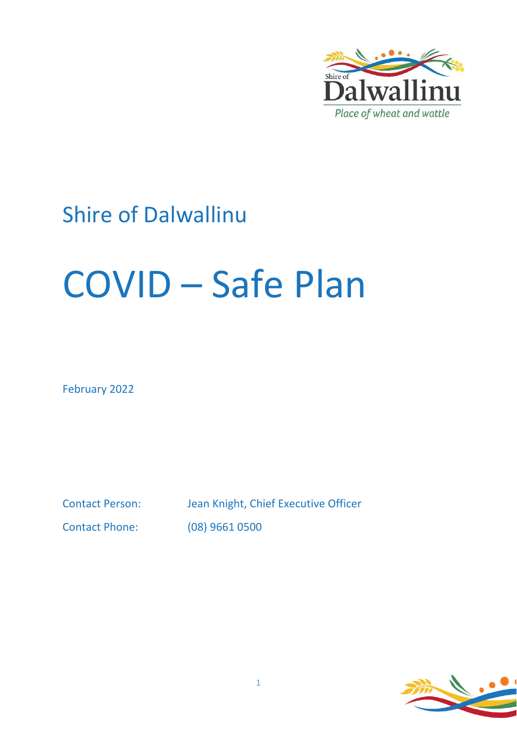Shire of Dalwallinu

# COVID – Safe Plan

February 2022

Contact Person: Jean Knight, Chief Executive Officer

Contact Phone: (08) 9661 0500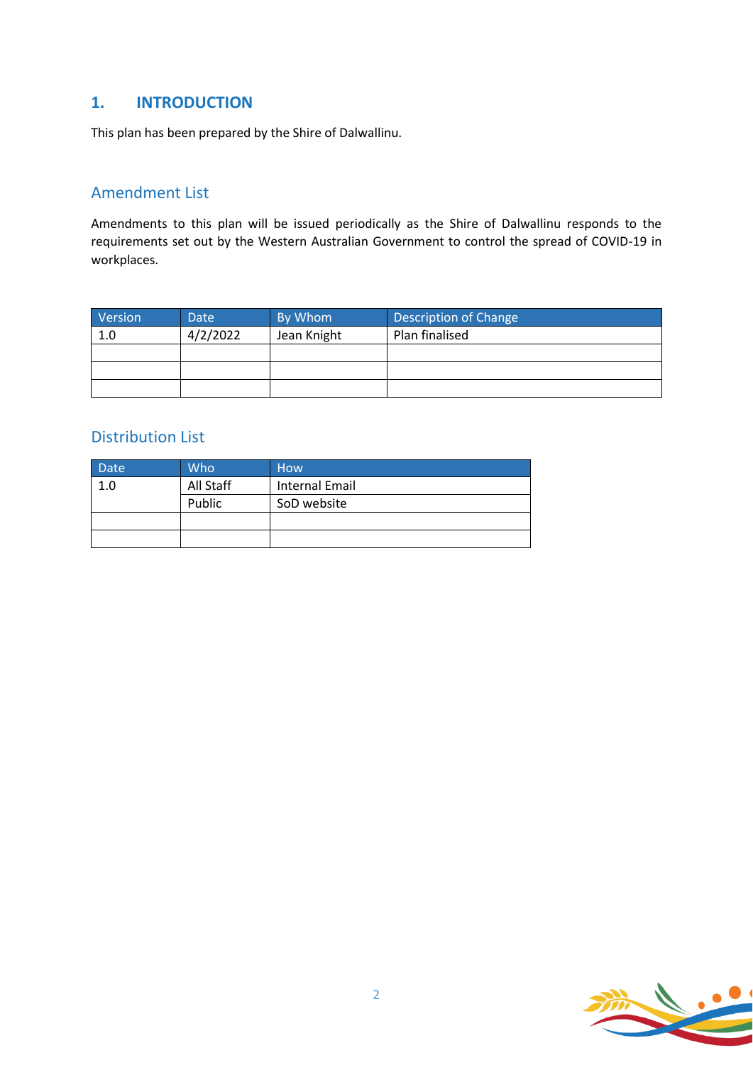# 1. INTRODUCTION

This plan has been prepared by the Shire of Dalwallinu.

## Amendment List

Amendments to this plan will be issued periodically as the Shire of Dalwallinu responds to the requirements set out by the Western Australian Government to control the spread of COVID-19 in workplaces.

| Version | Date | By Whom | Description of Change |
|---|---|---|---|
| 1.0 | 4/2/2022 | Jean Knight | Plan finalised |
| | | | |
| | | | |
| | | | |

## Distribution List

| Date | Who | How |
|---|---|---|
| 1.0 | All Staff | Internal Email |
| | Public | SoD website |
| | | |
| | | |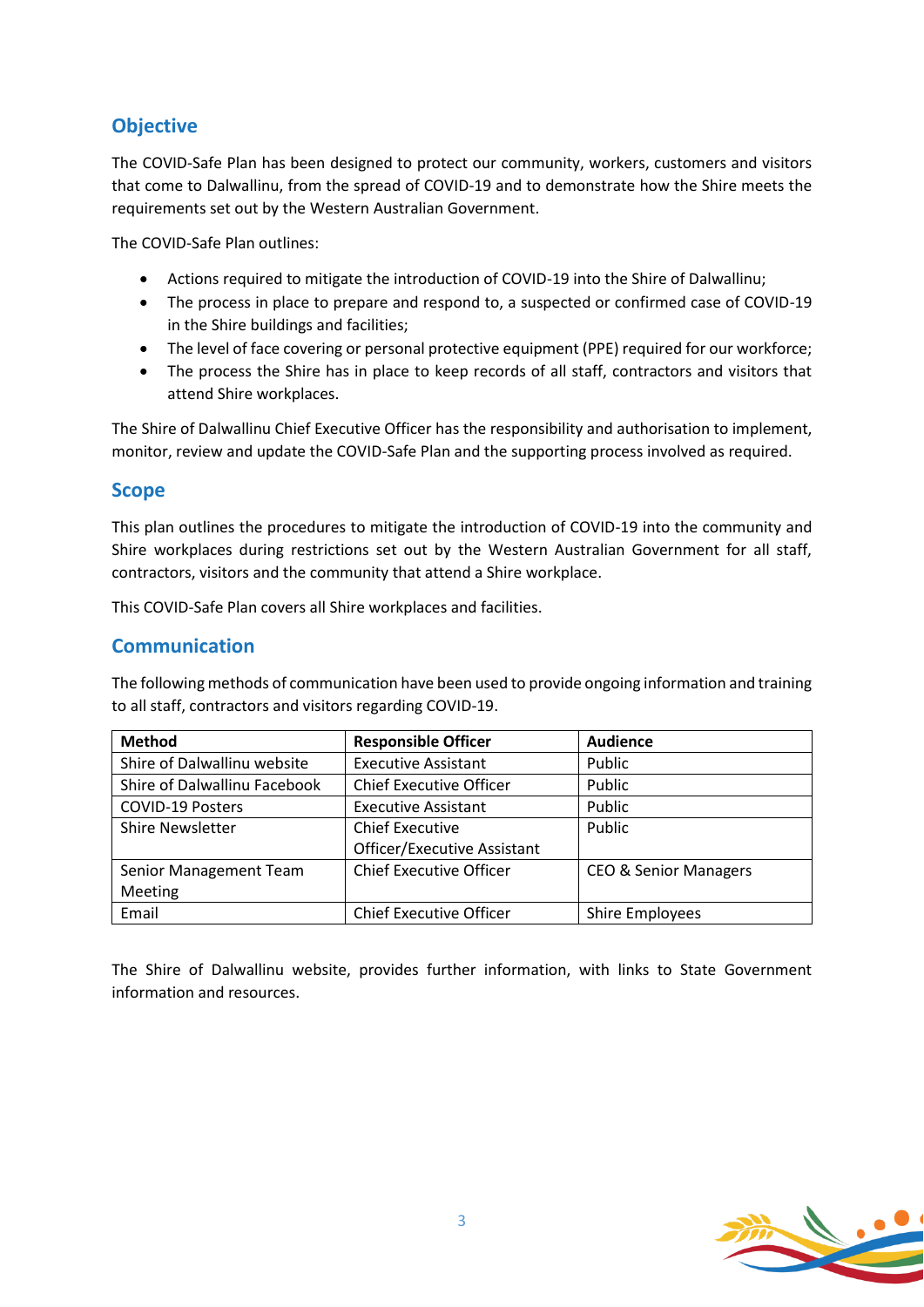## Objective

The COVID-Safe Plan has been designed to protect our community, workers, customers and visitors that come to Dalwallinu, from the spread of COVID-19 and to demonstrate how the Shire meets the requirements set out by the Western Australian Government.

The COVID-Safe Plan outlines:

- Actions required to mitigate the introduction of COVID-19 into the Shire of Dalwallinu;
- The process in place to prepare and respond to, a suspected or confirmed case of COVID-19 in the Shire buildings and facilities;
- The level of face covering or personal protective equipment (PPE) required for our workforce;
- The process the Shire has in place to keep records of all staff, contractors and visitors that attend Shire workplaces.

The Shire of Dalwallinu Chief Executive Officer has the responsibility and authorisation to implement, monitor, review and update the COVID-Safe Plan and the supporting process involved as required.

## Scope

This plan outlines the procedures to mitigate the introduction of COVID-19 into the community and Shire workplaces during restrictions set out by the Western Australian Government for all staff, contractors, visitors and the community that attend a Shire workplace.

This COVID-Safe Plan covers all Shire workplaces and facilities.

## Communication

The following methods of communication have been used to provide ongoing information and training to all staff, contractors and visitors regarding COVID-19.

| Method | Responsible Officer | Audience |
|---|---|---|
| Shire of Dalwallinu website | Executive Assistant | Public |
| Shire of Dalwallinu Facebook | Chief Executive Officer | Public |
| COVID-19 Posters | Executive Assistant | Public |
| Shire Newsletter | Chief Executive Officer/Executive Assistant | Public |
| Senior Management Team Meeting | Chief Executive Officer | CEO & Senior Managers |
| Email | Chief Executive Officer | Shire Employees |

The Shire of Dalwallinu website, provides further information, with links to State Government information and resources.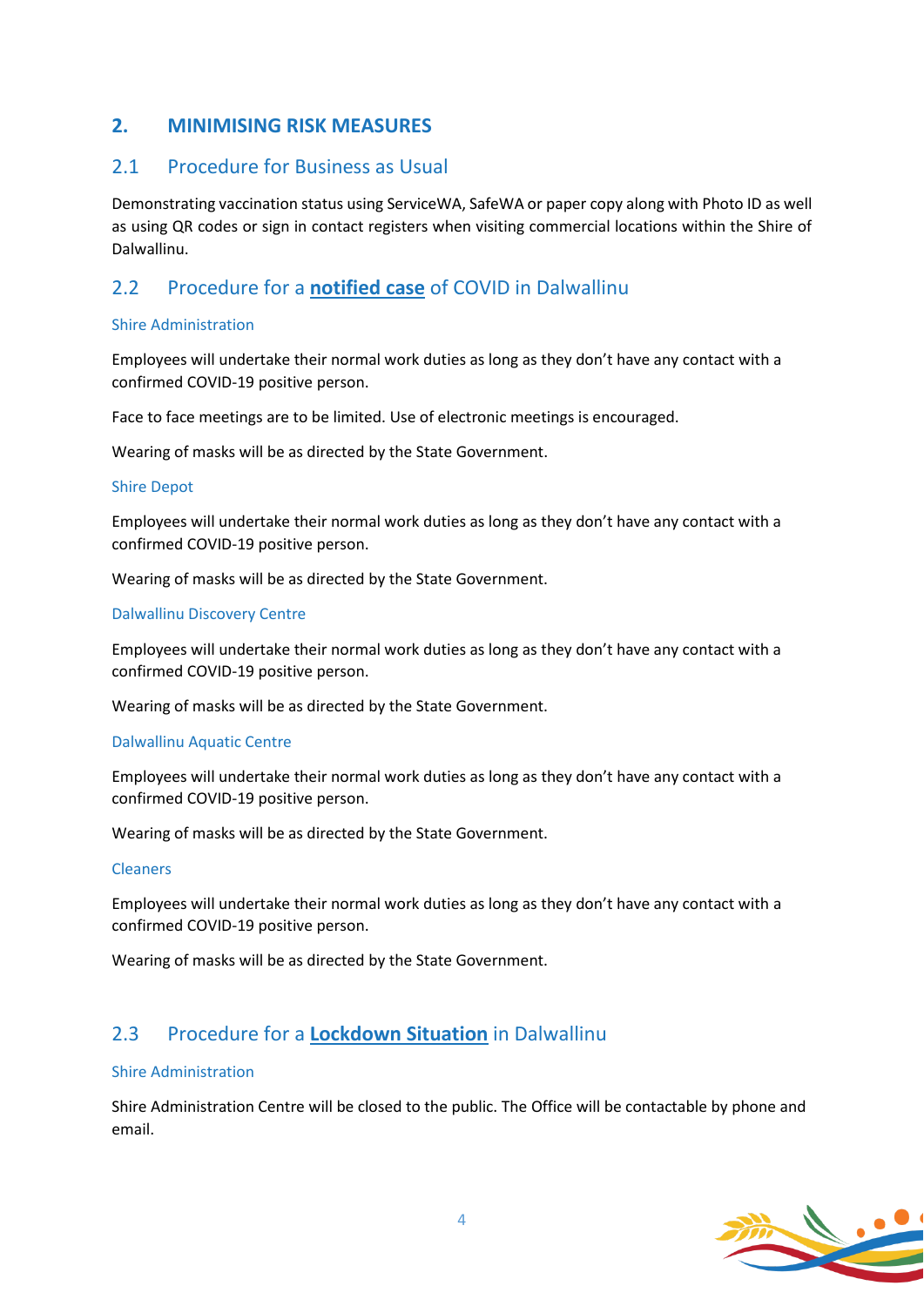## 2. MINIMISING RISK MEASURES

### 2.1 Procedure for Business as Usual

Demonstrating vaccination status using ServiceWA, SafeWA or paper copy along with Photo ID as well as using QR codes or sign in contact registers when visiting commercial locations within the Shire of Dalwallinu.

### 2.2 Procedure for a **notified case** of COVID in Dalwallinu

#### Shire Administration

Employees will undertake their normal work duties as long as they don't have any contact with a confirmed COVID-19 positive person.

Face to face meetings are to be limited. Use of electronic meetings is encouraged.

Wearing of masks will be as directed by the State Government.

#### Shire Depot

Employees will undertake their normal work duties as long as they don't have any contact with a confirmed COVID-19 positive person.

Wearing of masks will be as directed by the State Government.

#### Dalwallinu Discovery Centre

Employees will undertake their normal work duties as long as they don't have any contact with a confirmed COVID-19 positive person.

Wearing of masks will be as directed by the State Government.

#### Dalwallinu Aquatic Centre

Employees will undertake their normal work duties as long as they don't have any contact with a confirmed COVID-19 positive person.

Wearing of masks will be as directed by the State Government.

#### Cleaners

Employees will undertake their normal work duties as long as they don't have any contact with a confirmed COVID-19 positive person.

Wearing of masks will be as directed by the State Government.

### 2.3 Procedure for a **Lockdown Situation** in Dalwallinu

#### Shire Administration

Shire Administration Centre will be closed to the public. The Office will be contactable by phone and email.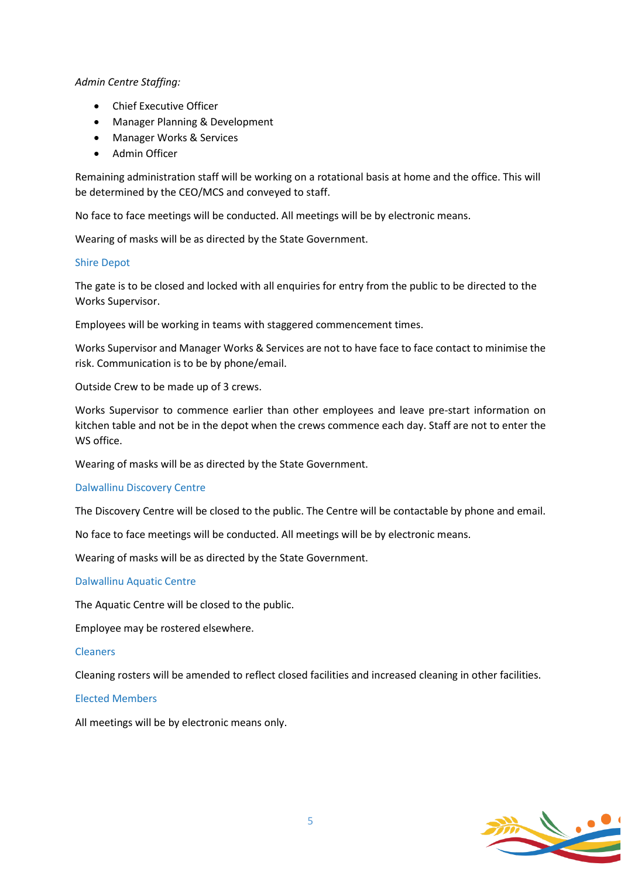*Admin Centre Staffing:*

- Chief Executive Officer
- Manager Planning & Development
- Manager Works & Services
- Admin Officer

Remaining administration staff will be working on a rotational basis at home and the office. This will be determined by the CEO/MCS and conveyed to staff.

No face to face meetings will be conducted. All meetings will be by electronic means.

Wearing of masks will be as directed by the State Government.

### Shire Depot

The gate is to be closed and locked with all enquiries for entry from the public to be directed to the Works Supervisor.

Employees will be working in teams with staggered commencement times.

Works Supervisor and Manager Works & Services are not to have face to face contact to minimise the risk. Communication is to be by phone/email.

Outside Crew to be made up of 3 crews.

Works Supervisor to commence earlier than other employees and leave pre-start information on kitchen table and not be in the depot when the crews commence each day. Staff are not to enter the WS office.

Wearing of masks will be as directed by the State Government.

### Dalwallinu Discovery Centre

The Discovery Centre will be closed to the public. The Centre will be contactable by phone and email.

No face to face meetings will be conducted. All meetings will be by electronic means.

Wearing of masks will be as directed by the State Government.

### Dalwallinu Aquatic Centre

The Aquatic Centre will be closed to the public.

Employee may be rostered elsewhere.

### Cleaners

Cleaning rosters will be amended to reflect closed facilities and increased cleaning in other facilities.

### Elected Members

All meetings will be by electronic means only.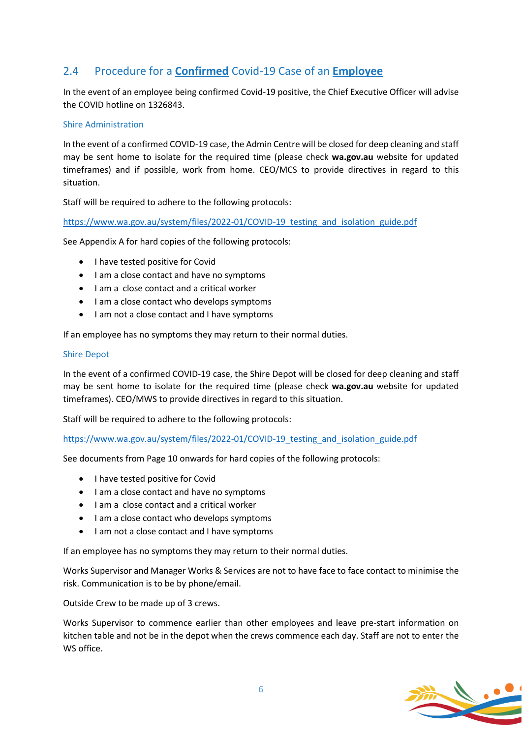## 2.4 Procedure for a **Confirmed** Covid-19 Case of an **Employee**

In the event of an employee being confirmed Covid-19 positive, the Chief Executive Officer will advise the COVID hotline on 1326843.

### Shire Administration

In the event of a confirmed COVID-19 case, the Admin Centre will be closed for deep cleaning and staff may be sent home to isolate for the required time (please check **wa.gov.au** website for updated timeframes) and if possible, work from home. CEO/MCS to provide directives in regard to this situation.

Staff will be required to adhere to the following protocols:

https://www.wa.gov.au/system/files/2022-01/COVID-19_testing_and_isolation_guide.pdf

See Appendix A for hard copies of the following protocols:

- I have tested positive for Covid
- I am a close contact and have no symptoms
- I am a close contact and a critical worker
- I am a close contact who develops symptoms
- I am not a close contact and I have symptoms

If an employee has no symptoms they may return to their normal duties.

### Shire Depot

In the event of a confirmed COVID-19 case, the Shire Depot will be closed for deep cleaning and staff may be sent home to isolate for the required time (please check **wa.gov.au** website for updated timeframes). CEO/MWS to provide directives in regard to this situation.

Staff will be required to adhere to the following protocols:

https://www.wa.gov.au/system/files/2022-01/COVID-19_testing_and_isolation_guide.pdf

See documents from Page 10 onwards for hard copies of the following protocols:

- I have tested positive for Covid
- I am a close contact and have no symptoms
- I am a close contact and a critical worker
- I am a close contact who develops symptoms
- I am not a close contact and I have symptoms

If an employee has no symptoms they may return to their normal duties.

Works Supervisor and Manager Works & Services are not to have face to face contact to minimise the risk. Communication is to be by phone/email.

Outside Crew to be made up of 3 crews.

Works Supervisor to commence earlier than other employees and leave pre-start information on kitchen table and not be in the depot when the crews commence each day. Staff are not to enter the WS office.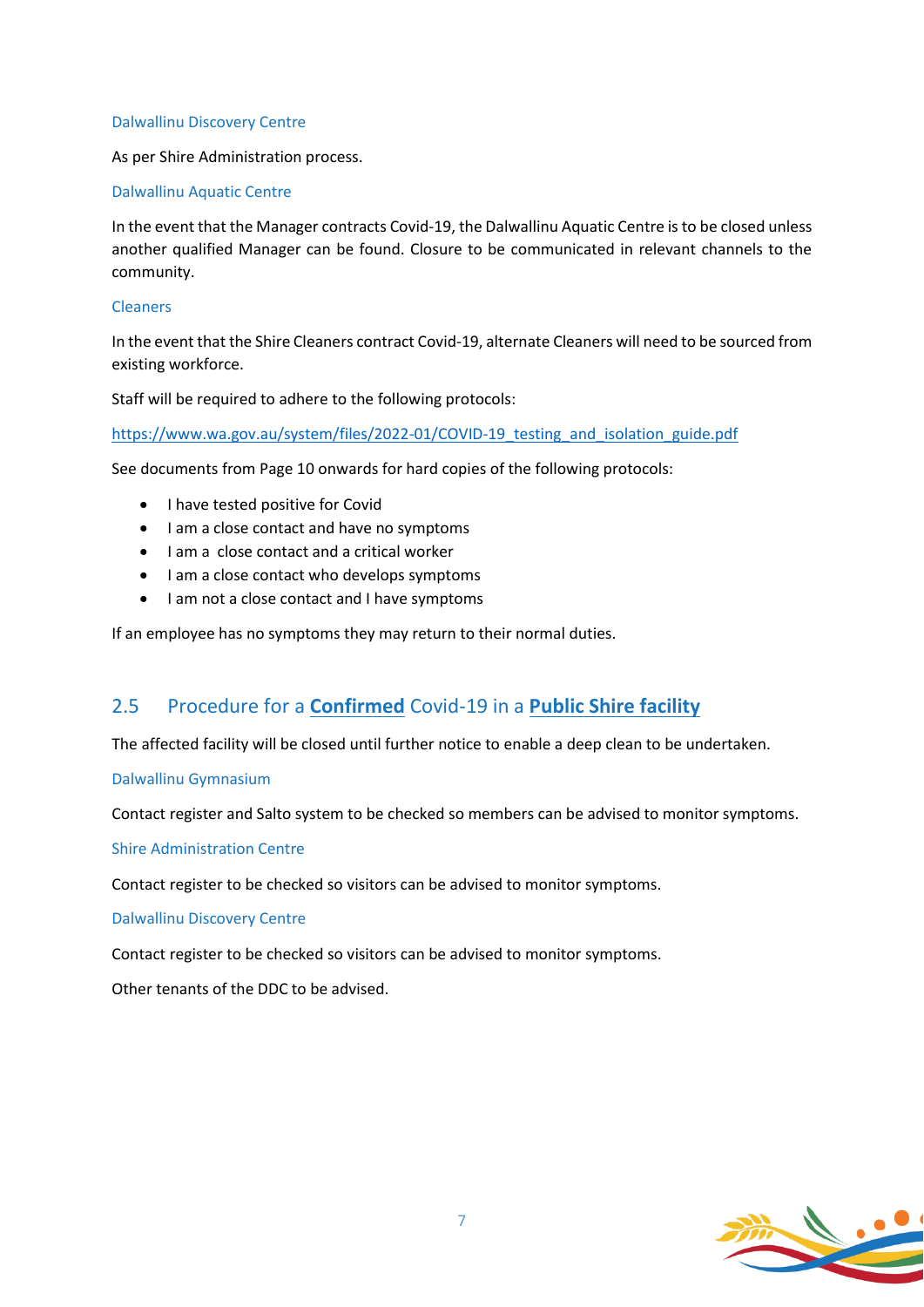#### Dalwallinu Discovery Centre

As per Shire Administration process.

#### Dalwallinu Aquatic Centre

In the event that the Manager contracts Covid-19, the Dalwallinu Aquatic Centre is to be closed unless another qualified Manager can be found. Closure to be communicated in relevant channels to the community.

#### Cleaners

In the event that the Shire Cleaners contract Covid-19, alternate Cleaners will need to be sourced from existing workforce.

Staff will be required to adhere to the following protocols:

https://www.wa.gov.au/system/files/2022-01/COVID-19_testing_and_isolation_guide.pdf

See documents from Page 10 onwards for hard copies of the following protocols:

- I have tested positive for Covid
- I am a close contact and have no symptoms
- I am a close contact and a critical worker
- I am a close contact who develops symptoms
- I am not a close contact and I have symptoms

If an employee has no symptoms they may return to their normal duties.

## 2.5 Procedure for a **Confirmed** Covid-19 in a **Public Shire facility**

The affected facility will be closed until further notice to enable a deep clean to be undertaken.

#### Dalwallinu Gymnasium

Contact register and Salto system to be checked so members can be advised to monitor symptoms.

#### Shire Administration Centre

Contact register to be checked so visitors can be advised to monitor symptoms.

#### Dalwallinu Discovery Centre

Contact register to be checked so visitors can be advised to monitor symptoms.

Other tenants of the DDC to be advised.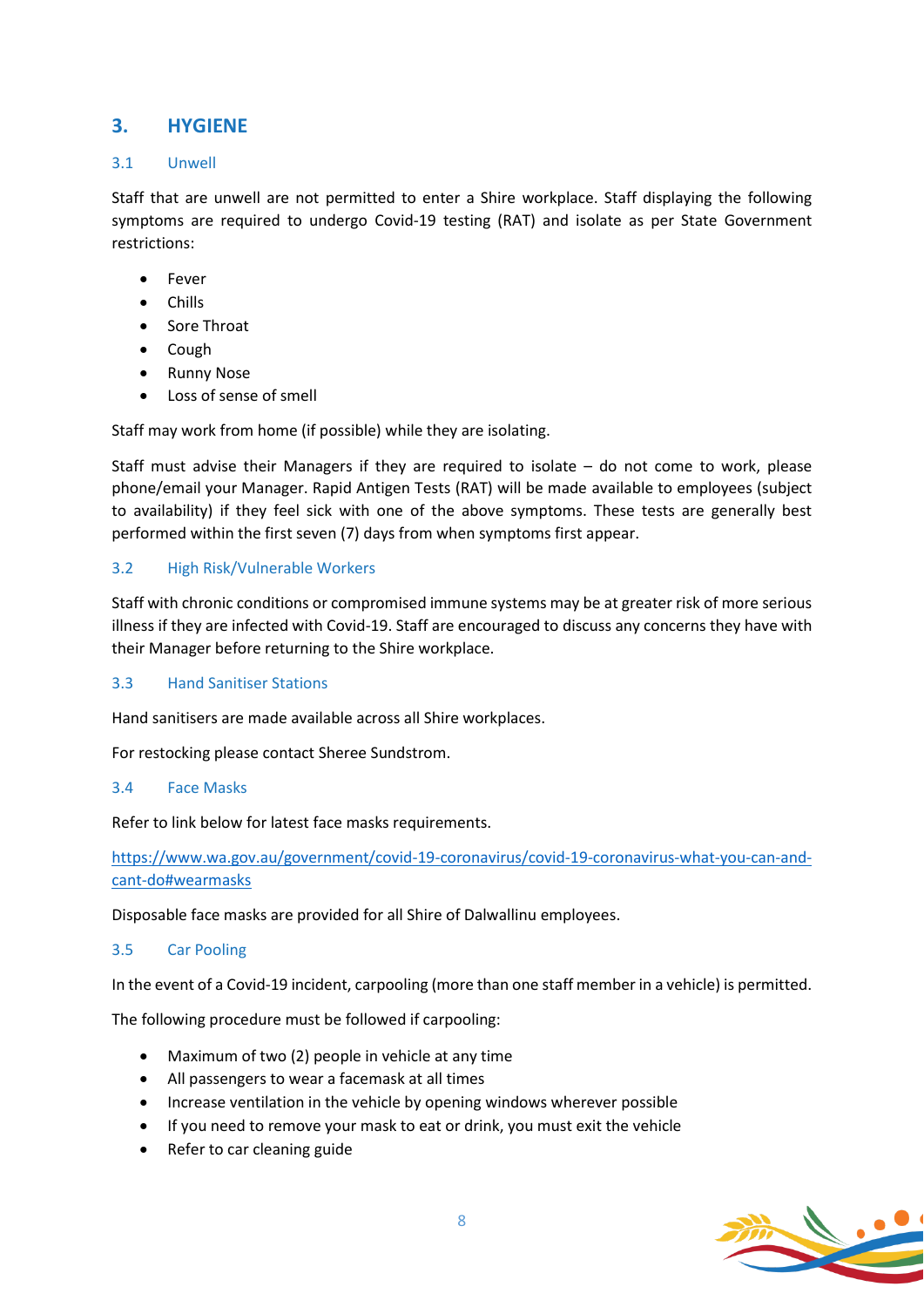## 3. HYGIENE

### 3.1 Unwell

Staff that are unwell are not permitted to enter a Shire workplace. Staff displaying the following symptoms are required to undergo Covid-19 testing (RAT) and isolate as per State Government restrictions:

- Fever
- Chills
- Sore Throat
- Cough
- Runny Nose
- Loss of sense of smell

Staff may work from home (if possible) while they are isolating.

Staff must advise their Managers if they are required to isolate – do not come to work, please phone/email your Manager. Rapid Antigen Tests (RAT) will be made available to employees (subject to availability) if they feel sick with one of the above symptoms. These tests are generally best performed within the first seven (7) days from when symptoms first appear.

### 3.2 High Risk/Vulnerable Workers

Staff with chronic conditions or compromised immune systems may be at greater risk of more serious illness if they are infected with Covid-19. Staff are encouraged to discuss any concerns they have with their Manager before returning to the Shire workplace.

### 3.3 Hand Sanitiser Stations

Hand sanitisers are made available across all Shire workplaces.

For restocking please contact Sheree Sundstrom.

### 3.4 Face Masks

Refer to link below for latest face masks requirements.

https://www.wa.gov.au/government/covid-19-coronavirus/covid-19-coronavirus-what-you-can-and-cant-do#wearmasks

Disposable face masks are provided for all Shire of Dalwallinu employees.

### 3.5 Car Pooling

In the event of a Covid-19 incident, carpooling (more than one staff member in a vehicle) is permitted.

The following procedure must be followed if carpooling:

- Maximum of two (2) people in vehicle at any time
- All passengers to wear a facemask at all times
- Increase ventilation in the vehicle by opening windows wherever possible
- If you need to remove your mask to eat or drink, you must exit the vehicle
- Refer to car cleaning guide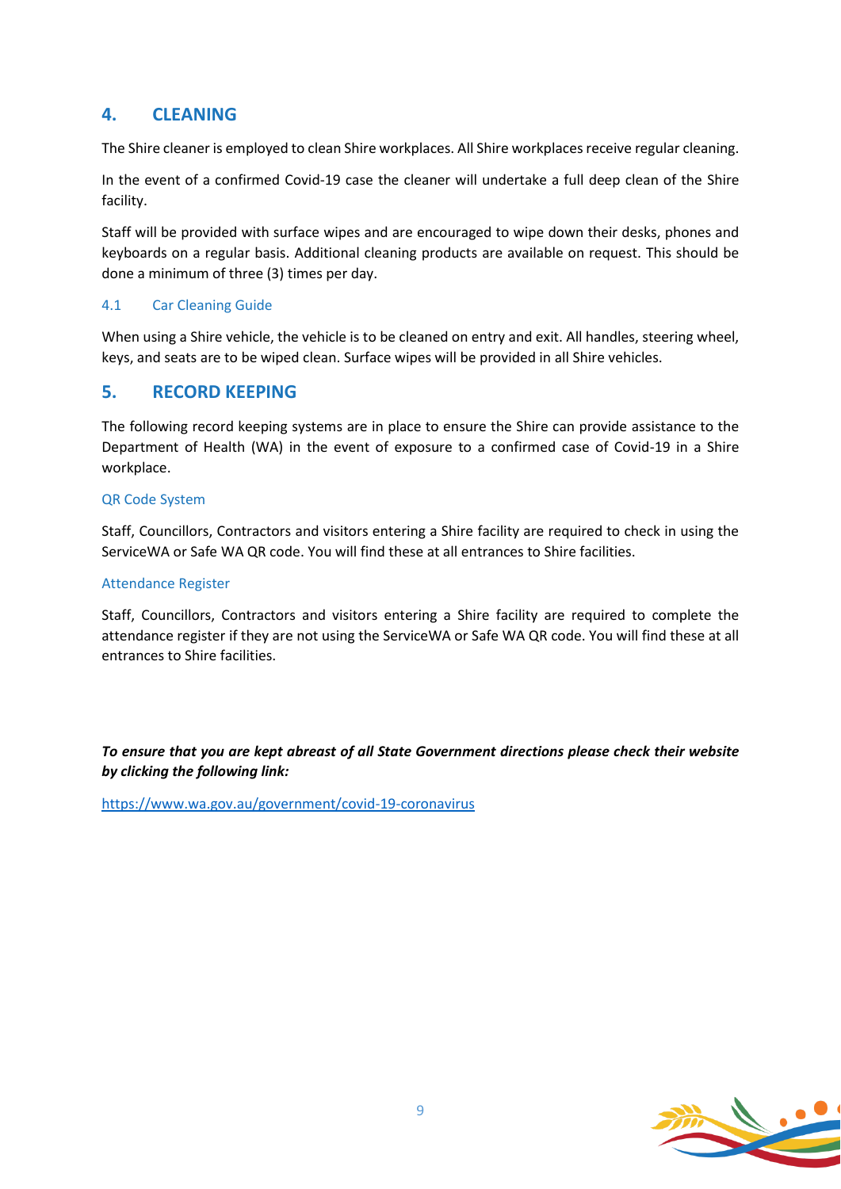## 4. CLEANING

The Shire cleaner is employed to clean Shire workplaces. All Shire workplaces receive regular cleaning.

In the event of a confirmed Covid-19 case the cleaner will undertake a full deep clean of the Shire facility.

Staff will be provided with surface wipes and are encouraged to wipe down their desks, phones and keyboards on a regular basis. Additional cleaning products are available on request. This should be done a minimum of three (3) times per day.

### 4.1 Car Cleaning Guide

When using a Shire vehicle, the vehicle is to be cleaned on entry and exit. All handles, steering wheel, keys, and seats are to be wiped clean. Surface wipes will be provided in all Shire vehicles.

## 5. RECORD KEEPING

The following record keeping systems are in place to ensure the Shire can provide assistance to the Department of Health (WA) in the event of exposure to a confirmed case of Covid-19 in a Shire workplace.

#### QR Code System

Staff, Councillors, Contractors and visitors entering a Shire facility are required to check in using the ServiceWA or Safe WA QR code. You will find these at all entrances to Shire facilities.

#### Attendance Register

Staff, Councillors, Contractors and visitors entering a Shire facility are required to complete the attendance register if they are not using the ServiceWA or Safe WA QR code. You will find these at all entrances to Shire facilities.

***To ensure that you are kept abreast of all State Government directions please check their website by clicking the following link:***

https://www.wa.gov.au/government/covid-19-coronavirus